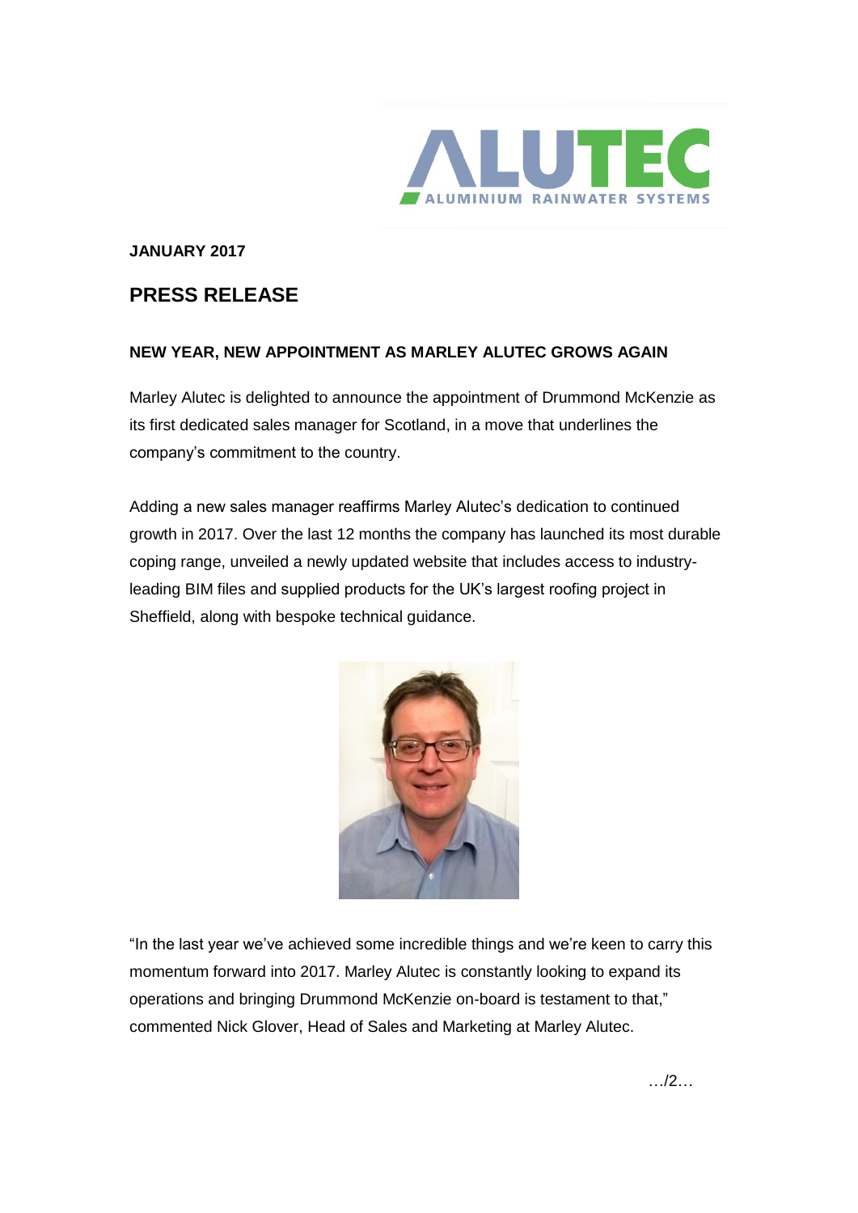**JANUARY 2017**

## PRESS RELEASE

### NEW YEAR, NEW APPOINTMENT AS MARLEY ALUTEC GROWS AGAIN

Marley Alutec is delighted to announce the appointment of Drummond McKenzie as its first dedicated sales manager for Scotland, in a move that underlines the company's commitment to the country.

Adding a new sales manager reaffirms Marley Alutec's dedication to continued growth in 2017. Over the last 12 months the company has launched its most durable coping range, unveiled a newly updated website that includes access to industry-leading BIM files and supplied products for the UK's largest roofing project in Sheffield, along with bespoke technical guidance.

"In the last year we've achieved some incredible things and we're keen to carry this momentum forward into 2017. Marley Alutec is constantly looking to expand its operations and bringing Drummond McKenzie on-board is testament to that," commented Nick Glover, Head of Sales and Marketing at Marley Alutec.

…/2…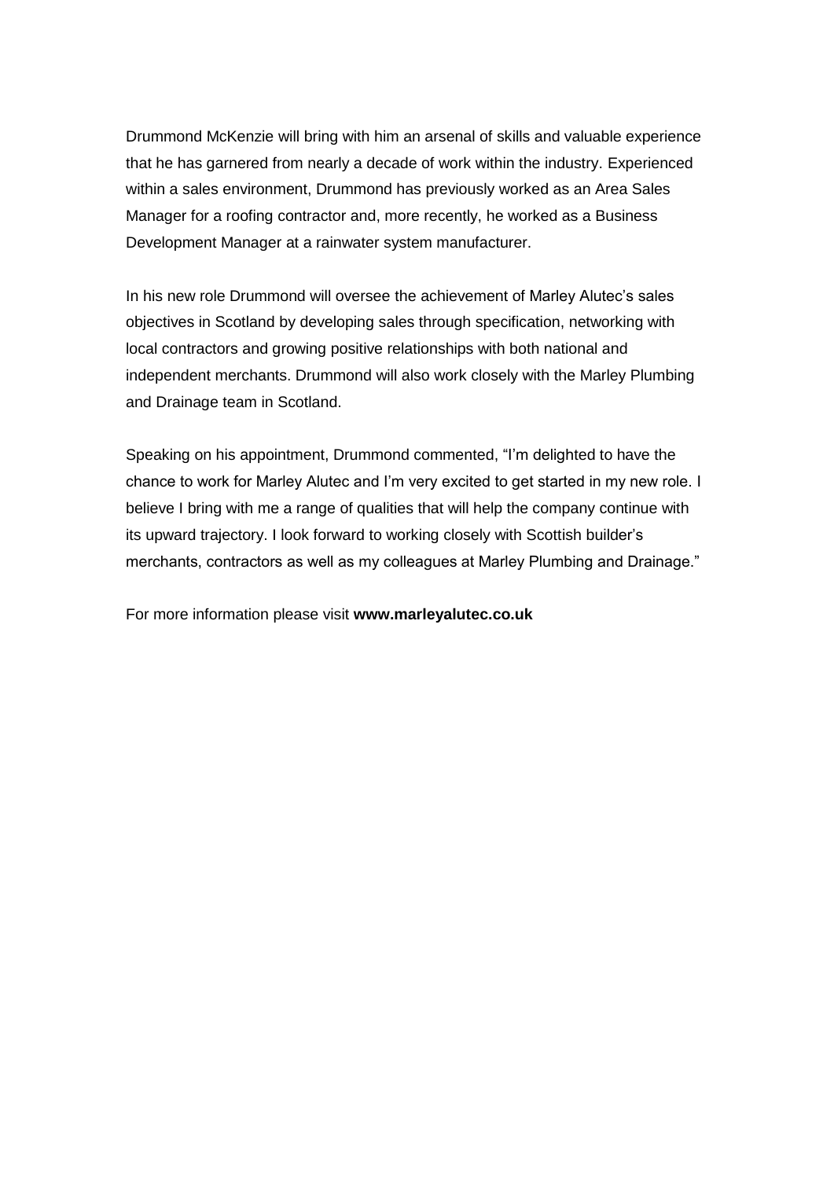Drummond McKenzie will bring with him an arsenal of skills and valuable experience that he has garnered from nearly a decade of work within the industry. Experienced within a sales environment, Drummond has previously worked as an Area Sales Manager for a roofing contractor and, more recently, he worked as a Business Development Manager at a rainwater system manufacturer.

In his new role Drummond will oversee the achievement of Marley Alutec's sales objectives in Scotland by developing sales through specification, networking with local contractors and growing positive relationships with both national and independent merchants. Drummond will also work closely with the Marley Plumbing and Drainage team in Scotland.

Speaking on his appointment, Drummond commented, "I'm delighted to have the chance to work for Marley Alutec and I'm very excited to get started in my new role. I believe I bring with me a range of qualities that will help the company continue with its upward trajectory. I look forward to working closely with Scottish builder's merchants, contractors as well as my colleagues at Marley Plumbing and Drainage."

For more information please visit **www.marleyalutec.co.uk**